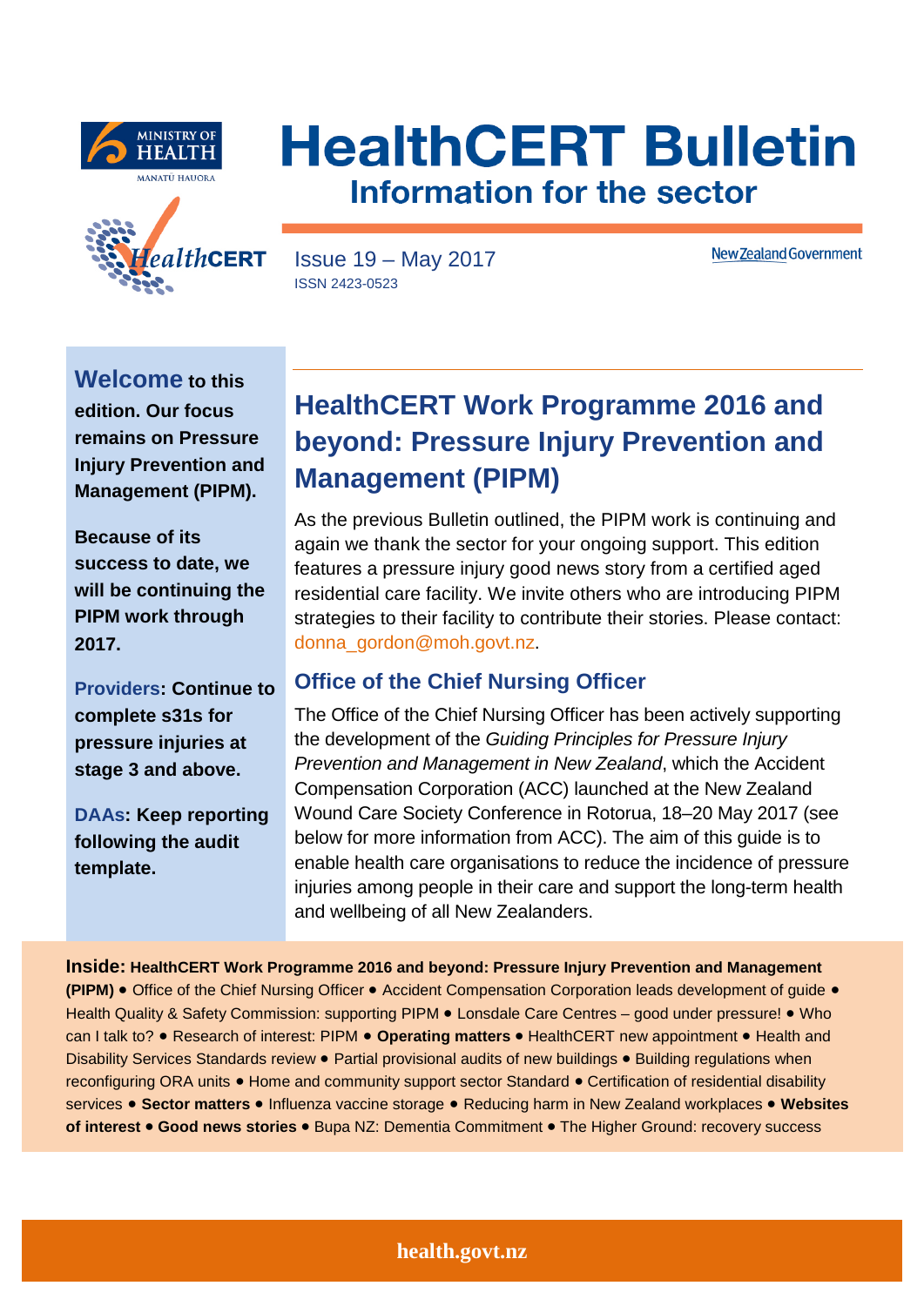# HealthCERT Bulletin

## Information for the sector

Issue 19 – May 2017

ISSN 2423-0523

**Welcome to this edition. Our focus remains on Pressure Injury Prevention and Management (PIPM).**

**Because of its success to date, we will be continuing the PIPM work through 2017.**

**Providers: Continue to complete s31s for pressure injuries at stage 3 and above.**

**DAAs: Keep reporting following the audit template.**

## HealthCERT Work Programme 2016 and beyond: Pressure Injury Prevention and Management (PIPM)

As the previous Bulletin outlined, the PIPM work is continuing and again we thank the sector for your ongoing support. This edition features a pressure injury good news story from a certified aged residential care facility. We invite others who are introducing PIPM strategies to their facility to contribute their stories. Please contact: donna_gordon@moh.govt.nz.

### Office of the Chief Nursing Officer

The Office of the Chief Nursing Officer has been actively supporting the development of the *Guiding Principles for Pressure Injury Prevention and Management in New Zealand*, which the Accident Compensation Corporation (ACC) launched at the New Zealand Wound Care Society Conference in Rotorua, 18–20 May 2017 (see below for more information from ACC). The aim of this guide is to enable health care organisations to reduce the incidence of pressure injuries among people in their care and support the long-term health and wellbeing of all New Zealanders.

**Inside: HealthCERT Work Programme 2016 and beyond: Pressure Injury Prevention and Management (PIPM)** • Office of the Chief Nursing Officer • Accident Compensation Corporation leads development of guide • Health Quality & Safety Commission: supporting PIPM • Lonsdale Care Centres – good under pressure! • Who can I talk to? • Research of interest: PIPM • **Operating matters** • HealthCERT new appointment • Health and Disability Services Standards review • Partial provisional audits of new buildings • Building regulations when reconfiguring ORA units • Home and community support sector Standard • Certification of residential disability services • **Sector matters** • Influenza vaccine storage • Reducing harm in New Zealand workplaces • **Websites of interest** • **Good news stories** • Bupa NZ: Dementia Commitment • The Higher Ground: recovery success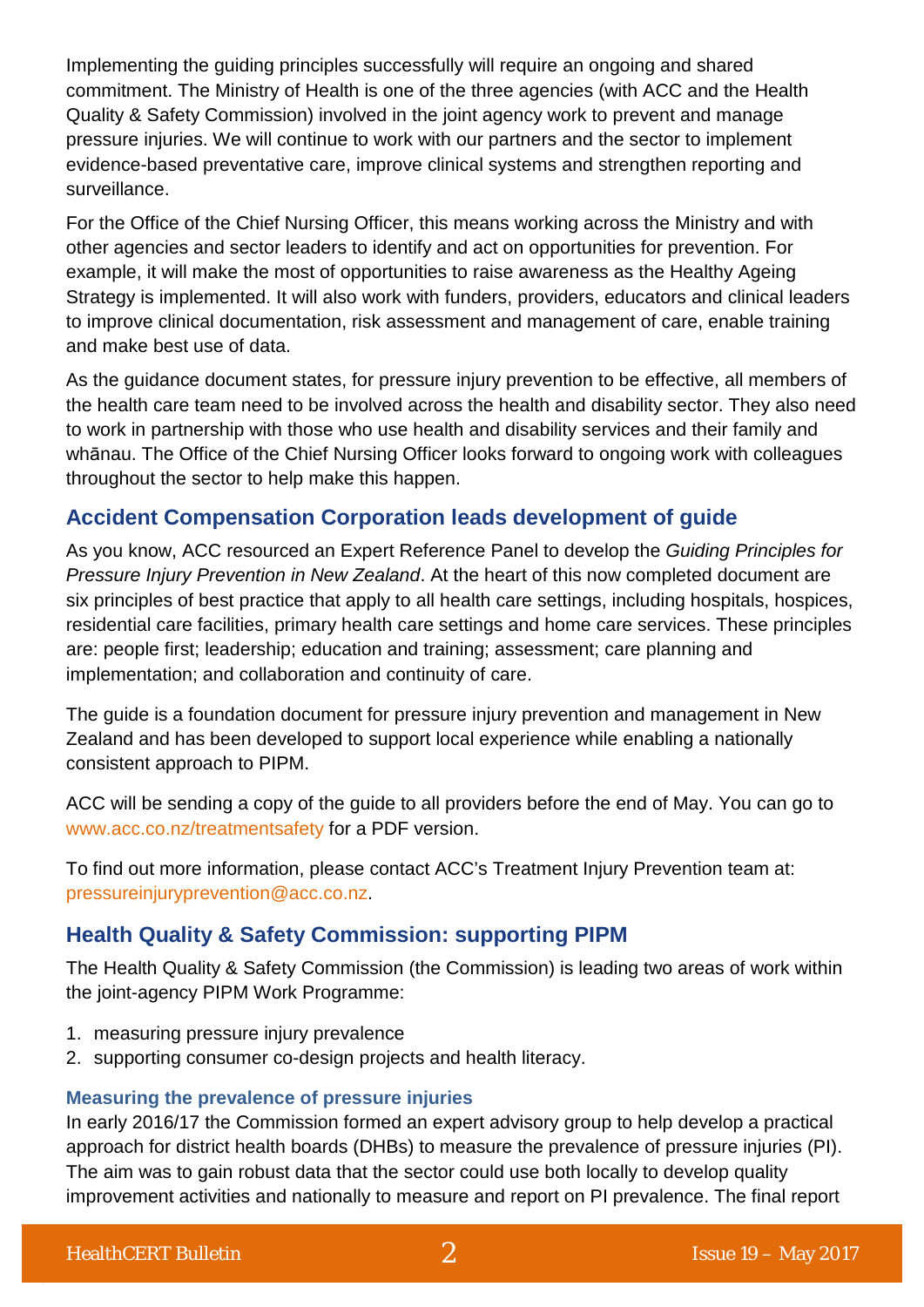Implementing the guiding principles successfully will require an ongoing and shared commitment. The Ministry of Health is one of the three agencies (with ACC and the Health Quality & Safety Commission) involved in the joint agency work to prevent and manage pressure injuries. We will continue to work with our partners and the sector to implement evidence-based preventative care, improve clinical systems and strengthen reporting and surveillance.

For the Office of the Chief Nursing Officer, this means working across the Ministry and with other agencies and sector leaders to identify and act on opportunities for prevention. For example, it will make the most of opportunities to raise awareness as the Healthy Ageing Strategy is implemented. It will also work with funders, providers, educators and clinical leaders to improve clinical documentation, risk assessment and management of care, enable training and make best use of data.

As the guidance document states, for pressure injury prevention to be effective, all members of the health care team need to be involved across the health and disability sector. They also need to work in partnership with those who use health and disability services and their family and whānau. The Office of the Chief Nursing Officer looks forward to ongoing work with colleagues throughout the sector to help make this happen.

## Accident Compensation Corporation leads development of guide

As you know, ACC resourced an Expert Reference Panel to develop the *Guiding Principles for Pressure Injury Prevention in New Zealand*. At the heart of this now completed document are six principles of best practice that apply to all health care settings, including hospitals, hospices, residential care facilities, primary health care settings and home care services. These principles are: people first; leadership; education and training; assessment; care planning and implementation; and collaboration and continuity of care.

The guide is a foundation document for pressure injury prevention and management in New Zealand and has been developed to support local experience while enabling a nationally consistent approach to PIPM.

ACC will be sending a copy of the guide to all providers before the end of May. You can go to www.acc.co.nz/treatmentsafety for a PDF version.

To find out more information, please contact ACC's Treatment Injury Prevention team at: pressureinjuryprevention@acc.co.nz.

## Health Quality & Safety Commission: supporting PIPM

The Health Quality & Safety Commission (the Commission) is leading two areas of work within the joint-agency PIPM Work Programme:

1. measuring pressure injury prevalence
2. supporting consumer co-design projects and health literacy.

### Measuring the prevalence of pressure injuries

In early 2016/17 the Commission formed an expert advisory group to help develop a practical approach for district health boards (DHBs) to measure the prevalence of pressure injuries (PI). The aim was to gain robust data that the sector could use both locally to develop quality improvement activities and nationally to measure and report on PI prevalence. The final report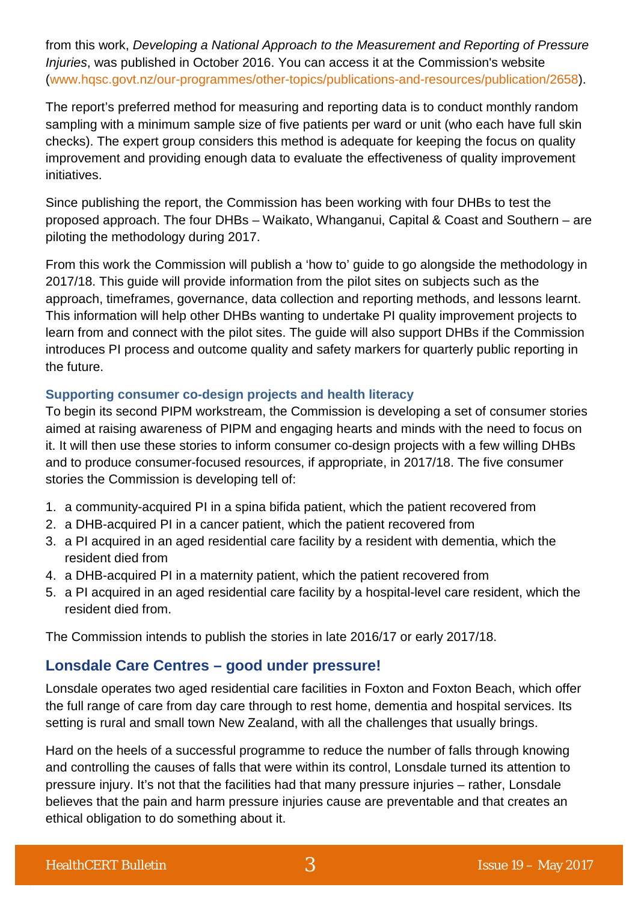from this work, *Developing a National Approach to the Measurement and Reporting of Pressure Injuries*, was published in October 2016. You can access it at the Commission's website (www.hqsc.govt.nz/our-programmes/other-topics/publications-and-resources/publication/2658).

The report's preferred method for measuring and reporting data is to conduct monthly random sampling with a minimum sample size of five patients per ward or unit (who each have full skin checks). The expert group considers this method is adequate for keeping the focus on quality improvement and providing enough data to evaluate the effectiveness of quality improvement initiatives.

Since publishing the report, the Commission has been working with four DHBs to test the proposed approach. The four DHBs – Waikato, Whanganui, Capital & Coast and Southern – are piloting the methodology during 2017.

From this work the Commission will publish a 'how to' guide to go alongside the methodology in 2017/18. This guide will provide information from the pilot sites on subjects such as the approach, timeframes, governance, data collection and reporting methods, and lessons learnt. This information will help other DHBs wanting to undertake PI quality improvement projects to learn from and connect with the pilot sites. The guide will also support DHBs if the Commission introduces PI process and outcome quality and safety markers for quarterly public reporting in the future.

### Supporting consumer co-design projects and health literacy

To begin its second PIPM workstream, the Commission is developing a set of consumer stories aimed at raising awareness of PIPM and engaging hearts and minds with the need to focus on it. It will then use these stories to inform consumer co-design projects with a few willing DHBs and to produce consumer-focused resources, if appropriate, in 2017/18. The five consumer stories the Commission is developing tell of:

1. a community-acquired PI in a spina bifida patient, which the patient recovered from
2. a DHB-acquired PI in a cancer patient, which the patient recovered from
3. a PI acquired in an aged residential care facility by a resident with dementia, which the resident died from
4. a DHB-acquired PI in a maternity patient, which the patient recovered from
5. a PI acquired in an aged residential care facility by a hospital-level care resident, which the resident died from.

The Commission intends to publish the stories in late 2016/17 or early 2017/18.

## Lonsdale Care Centres – good under pressure!

Lonsdale operates two aged residential care facilities in Foxton and Foxton Beach, which offer the full range of care from day care through to rest home, dementia and hospital services. Its setting is rural and small town New Zealand, with all the challenges that usually brings.

Hard on the heels of a successful programme to reduce the number of falls through knowing and controlling the causes of falls that were within its control, Lonsdale turned its attention to pressure injury. It's not that the facilities had that many pressure injuries – rather, Lonsdale believes that the pain and harm pressure injuries cause are preventable and that creates an ethical obligation to do something about it.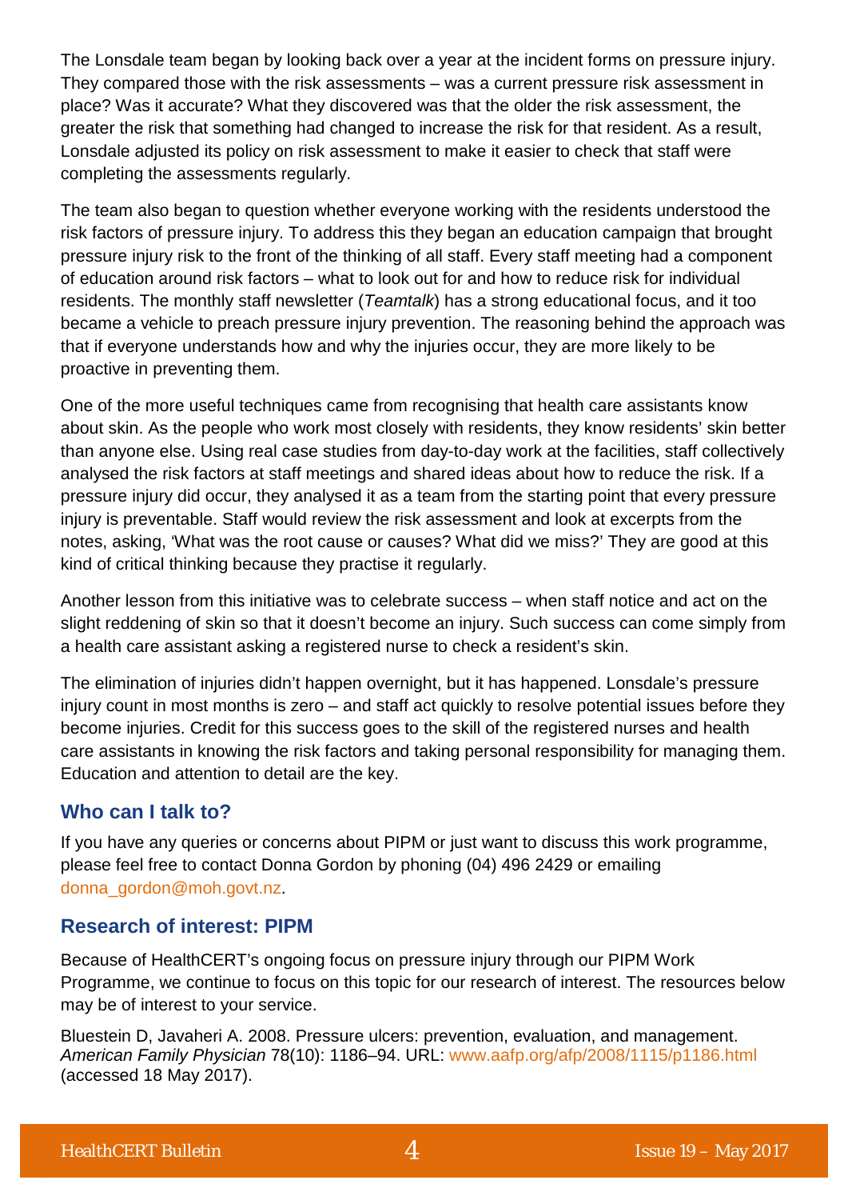The Lonsdale team began by looking back over a year at the incident forms on pressure injury. They compared those with the risk assessments – was a current pressure risk assessment in place? Was it accurate? What they discovered was that the older the risk assessment, the greater the risk that something had changed to increase the risk for that resident. As a result, Lonsdale adjusted its policy on risk assessment to make it easier to check that staff were completing the assessments regularly.

The team also began to question whether everyone working with the residents understood the risk factors of pressure injury. To address this they began an education campaign that brought pressure injury risk to the front of the thinking of all staff. Every staff meeting had a component of education around risk factors – what to look out for and how to reduce risk for individual residents. The monthly staff newsletter (*Teamtalk*) has a strong educational focus, and it too became a vehicle to preach pressure injury prevention. The reasoning behind the approach was that if everyone understands how and why the injuries occur, they are more likely to be proactive in preventing them.

One of the more useful techniques came from recognising that health care assistants know about skin. As the people who work most closely with residents, they know residents' skin better than anyone else. Using real case studies from day-to-day work at the facilities, staff collectively analysed the risk factors at staff meetings and shared ideas about how to reduce the risk. If a pressure injury did occur, they analysed it as a team from the starting point that every pressure injury is preventable. Staff would review the risk assessment and look at excerpts from the notes, asking, 'What was the root cause or causes? What did we miss?' They are good at this kind of critical thinking because they practise it regularly.

Another lesson from this initiative was to celebrate success – when staff notice and act on the slight reddening of skin so that it doesn't become an injury. Such success can come simply from a health care assistant asking a registered nurse to check a resident's skin.

The elimination of injuries didn't happen overnight, but it has happened. Lonsdale's pressure injury count in most months is zero – and staff act quickly to resolve potential issues before they become injuries. Credit for this success goes to the skill of the registered nurses and health care assistants in knowing the risk factors and taking personal responsibility for managing them. Education and attention to detail are the key.

## Who can I talk to?

If you have any queries or concerns about PIPM or just want to discuss this work programme, please feel free to contact Donna Gordon by phoning (04) 496 2429 or emailing donna_gordon@moh.govt.nz.

## Research of interest: PIPM

Because of HealthCERT's ongoing focus on pressure injury through our PIPM Work Programme, we continue to focus on this topic for our research of interest. The resources below may be of interest to your service.

Bluestein D, Javaheri A. 2008. Pressure ulcers: prevention, evaluation, and management. *American Family Physician* 78(10): 1186–94. URL: www.aafp.org/afp/2008/1115/p1186.html (accessed 18 May 2017).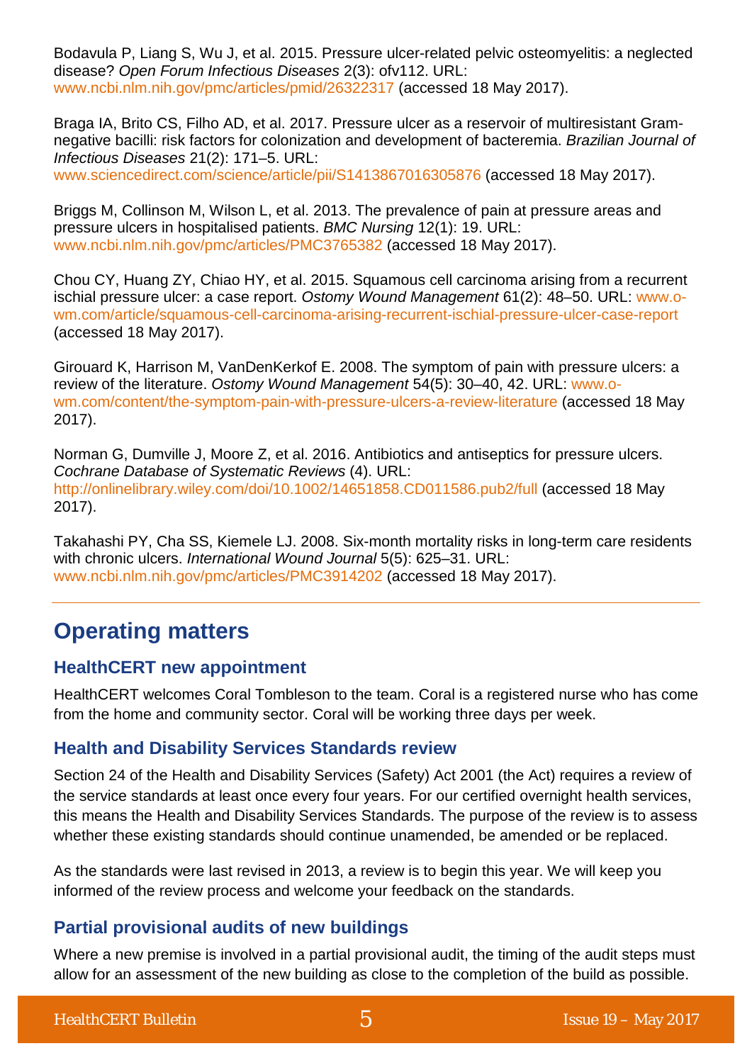Bodavula P, Liang S, Wu J, et al. 2015. Pressure ulcer-related pelvic osteomyelitis: a neglected disease? *Open Forum Infectious Diseases* 2(3): ofv112. URL: www.ncbi.nlm.nih.gov/pmc/articles/pmid/26322317 (accessed 18 May 2017).

Braga IA, Brito CS, Filho AD, et al. 2017. Pressure ulcer as a reservoir of multiresistant Gram-negative bacilli: risk factors for colonization and development of bacteremia. *Brazilian Journal of Infectious Diseases* 21(2): 171–5. URL: www.sciencedirect.com/science/article/pii/S1413867016305876 (accessed 18 May 2017).

Briggs M, Collinson M, Wilson L, et al. 2013. The prevalence of pain at pressure areas and pressure ulcers in hospitalised patients. *BMC Nursing* 12(1): 19. URL: www.ncbi.nlm.nih.gov/pmc/articles/PMC3765382 (accessed 18 May 2017).

Chou CY, Huang ZY, Chiao HY, et al. 2015. Squamous cell carcinoma arising from a recurrent ischial pressure ulcer: a case report. *Ostomy Wound Management* 61(2): 48–50. URL: www.o-wm.com/article/squamous-cell-carcinoma-arising-recurrent-ischial-pressure-ulcer-case-report (accessed 18 May 2017).

Girouard K, Harrison M, VanDenKerkof E. 2008. The symptom of pain with pressure ulcers: a review of the literature. *Ostomy Wound Management* 54(5): 30–40, 42. URL: www.o-wm.com/content/the-symptom-pain-with-pressure-ulcers-a-review-literature (accessed 18 May 2017).

Norman G, Dumville J, Moore Z, et al. 2016. Antibiotics and antiseptics for pressure ulcers. *Cochrane Database of Systematic Reviews* (4). URL: http://onlinelibrary.wiley.com/doi/10.1002/14651858.CD011586.pub2/full (accessed 18 May 2017).

Takahashi PY, Cha SS, Kiemele LJ. 2008. Six-month mortality risks in long-term care residents with chronic ulcers. *International Wound Journal* 5(5): 625–31. URL: www.ncbi.nlm.nih.gov/pmc/articles/PMC3914202 (accessed 18 May 2017).

# Operating matters

## HealthCERT new appointment

HealthCERT welcomes Coral Tombleson to the team. Coral is a registered nurse who has come from the home and community sector. Coral will be working three days per week.

## Health and Disability Services Standards review

Section 24 of the Health and Disability Services (Safety) Act 2001 (the Act) requires a review of the service standards at least once every four years. For our certified overnight health services, this means the Health and Disability Services Standards. The purpose of the review is to assess whether these existing standards should continue unamended, be amended or be replaced.

As the standards were last revised in 2013, a review is to begin this year. We will keep you informed of the review process and welcome your feedback on the standards.

## Partial provisional audits of new buildings

Where a new premise is involved in a partial provisional audit, the timing of the audit steps must allow for an assessment of the new building as close to the completion of the build as possible.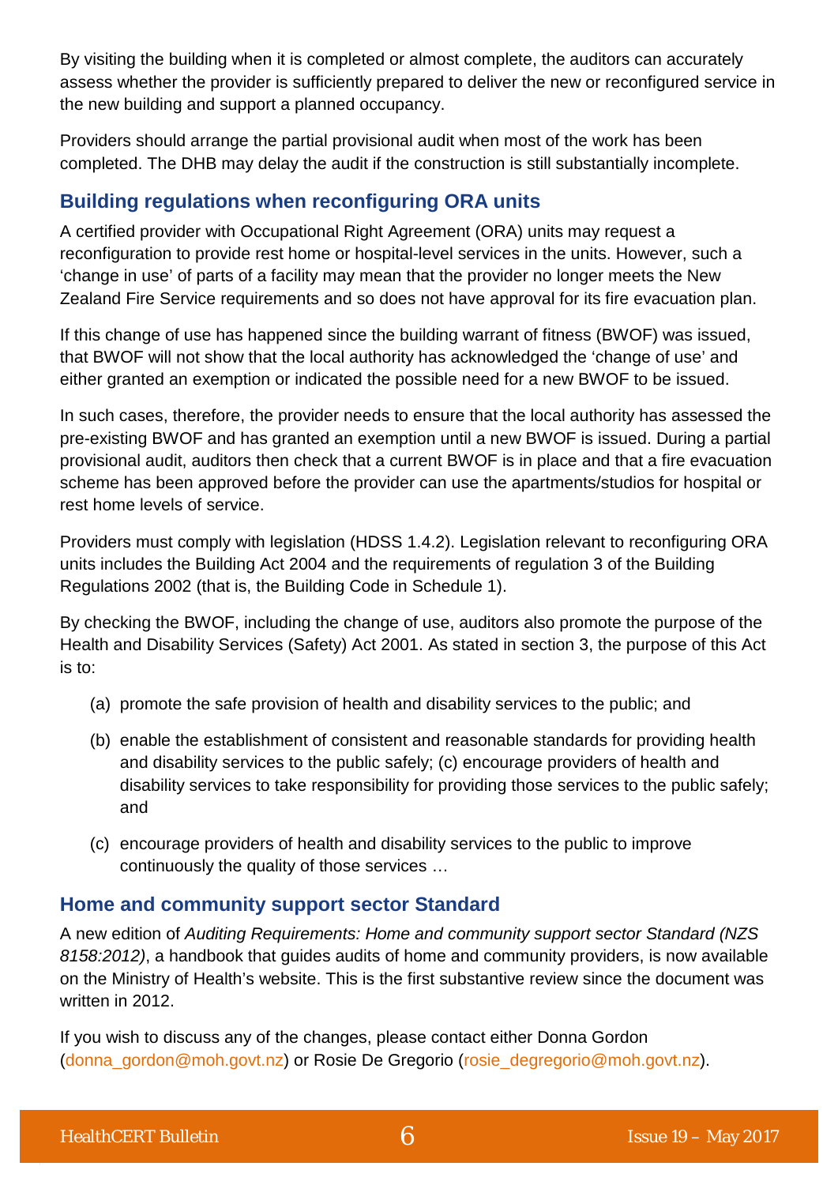By visiting the building when it is completed or almost complete, the auditors can accurately assess whether the provider is sufficiently prepared to deliver the new or reconfigured service in the new building and support a planned occupancy.

Providers should arrange the partial provisional audit when most of the work has been completed. The DHB may delay the audit if the construction is still substantially incomplete.

## Building regulations when reconfiguring ORA units

A certified provider with Occupational Right Agreement (ORA) units may request a reconfiguration to provide rest home or hospital-level services in the units. However, such a 'change in use' of parts of a facility may mean that the provider no longer meets the New Zealand Fire Service requirements and so does not have approval for its fire evacuation plan.

If this change of use has happened since the building warrant of fitness (BWOF) was issued, that BWOF will not show that the local authority has acknowledged the 'change of use' and either granted an exemption or indicated the possible need for a new BWOF to be issued.

In such cases, therefore, the provider needs to ensure that the local authority has assessed the pre-existing BWOF and has granted an exemption until a new BWOF is issued. During a partial provisional audit, auditors then check that a current BWOF is in place and that a fire evacuation scheme has been approved before the provider can use the apartments/studios for hospital or rest home levels of service.

Providers must comply with legislation (HDSS 1.4.2). Legislation relevant to reconfiguring ORA units includes the Building Act 2004 and the requirements of regulation 3 of the Building Regulations 2002 (that is, the Building Code in Schedule 1).

By checking the BWOF, including the change of use, auditors also promote the purpose of the Health and Disability Services (Safety) Act 2001. As stated in section 3, the purpose of this Act is to:

(a) promote the safe provision of health and disability services to the public; and

(b) enable the establishment of consistent and reasonable standards for providing health and disability services to the public safely; (c) encourage providers of health and disability services to take responsibility for providing those services to the public safely; and

(c) encourage providers of health and disability services to the public to improve continuously the quality of those services …

## Home and community support sector Standard

A new edition of *Auditing Requirements: Home and community support sector Standard (NZS 8158:2012)*, a handbook that guides audits of home and community providers, is now available on the Ministry of Health's website. This is the first substantive review since the document was written in 2012.

If you wish to discuss any of the changes, please contact either Donna Gordon (donna_gordon@moh.govt.nz) or Rosie De Gregorio (rosie_degregorio@moh.govt.nz).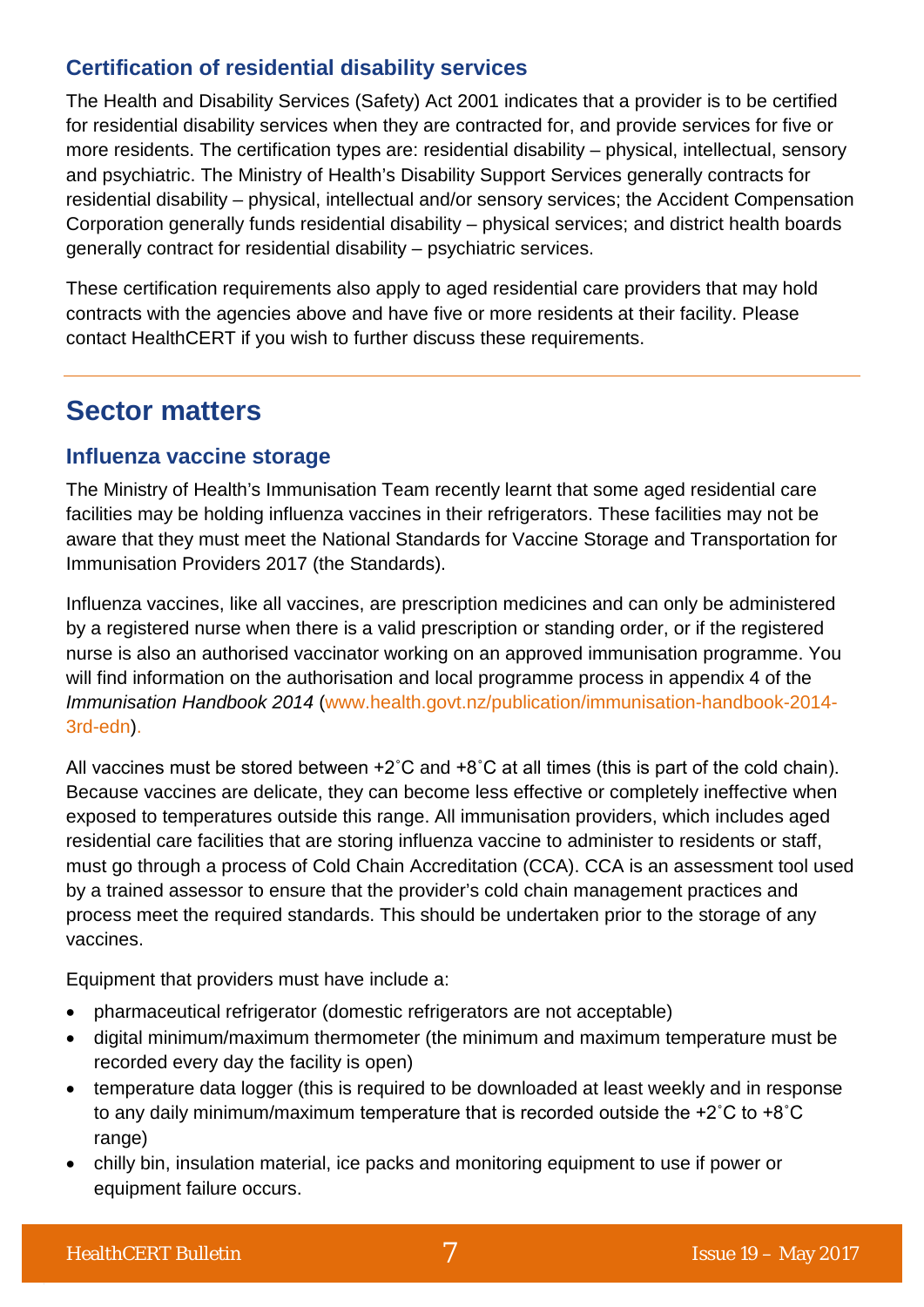### Certification of residential disability services

The Health and Disability Services (Safety) Act 2001 indicates that a provider is to be certified for residential disability services when they are contracted for, and provide services for five or more residents. The certification types are: residential disability – physical, intellectual, sensory and psychiatric. The Ministry of Health's Disability Support Services generally contracts for residential disability – physical, intellectual and/or sensory services; the Accident Compensation Corporation generally funds residential disability – physical services; and district health boards generally contract for residential disability – psychiatric services.

These certification requirements also apply to aged residential care providers that may hold contracts with the agencies above and have five or more residents at their facility. Please contact HealthCERT if you wish to further discuss these requirements.

## Sector matters

### Influenza vaccine storage

The Ministry of Health's Immunisation Team recently learnt that some aged residential care facilities may be holding influenza vaccines in their refrigerators. These facilities may not be aware that they must meet the National Standards for Vaccine Storage and Transportation for Immunisation Providers 2017 (the Standards).

Influenza vaccines, like all vaccines, are prescription medicines and can only be administered by a registered nurse when there is a valid prescription or standing order, or if the registered nurse is also an authorised vaccinator working on an approved immunisation programme. You will find information on the authorisation and local programme process in appendix 4 of the *Immunisation Handbook 2014* (www.health.govt.nz/publication/immunisation-handbook-2014-3rd-edn).

All vaccines must be stored between +2˚C and +8˚C at all times (this is part of the cold chain). Because vaccines are delicate, they can become less effective or completely ineffective when exposed to temperatures outside this range. All immunisation providers, which includes aged residential care facilities that are storing influenza vaccine to administer to residents or staff, must go through a process of Cold Chain Accreditation (CCA). CCA is an assessment tool used by a trained assessor to ensure that the provider's cold chain management practices and process meet the required standards. This should be undertaken prior to the storage of any vaccines.

Equipment that providers must have include a:

- pharmaceutical refrigerator (domestic refrigerators are not acceptable)
- digital minimum/maximum thermometer (the minimum and maximum temperature must be recorded every day the facility is open)
- temperature data logger (this is required to be downloaded at least weekly and in response to any daily minimum/maximum temperature that is recorded outside the +2˚C to +8˚C range)
- chilly bin, insulation material, ice packs and monitoring equipment to use if power or equipment failure occurs.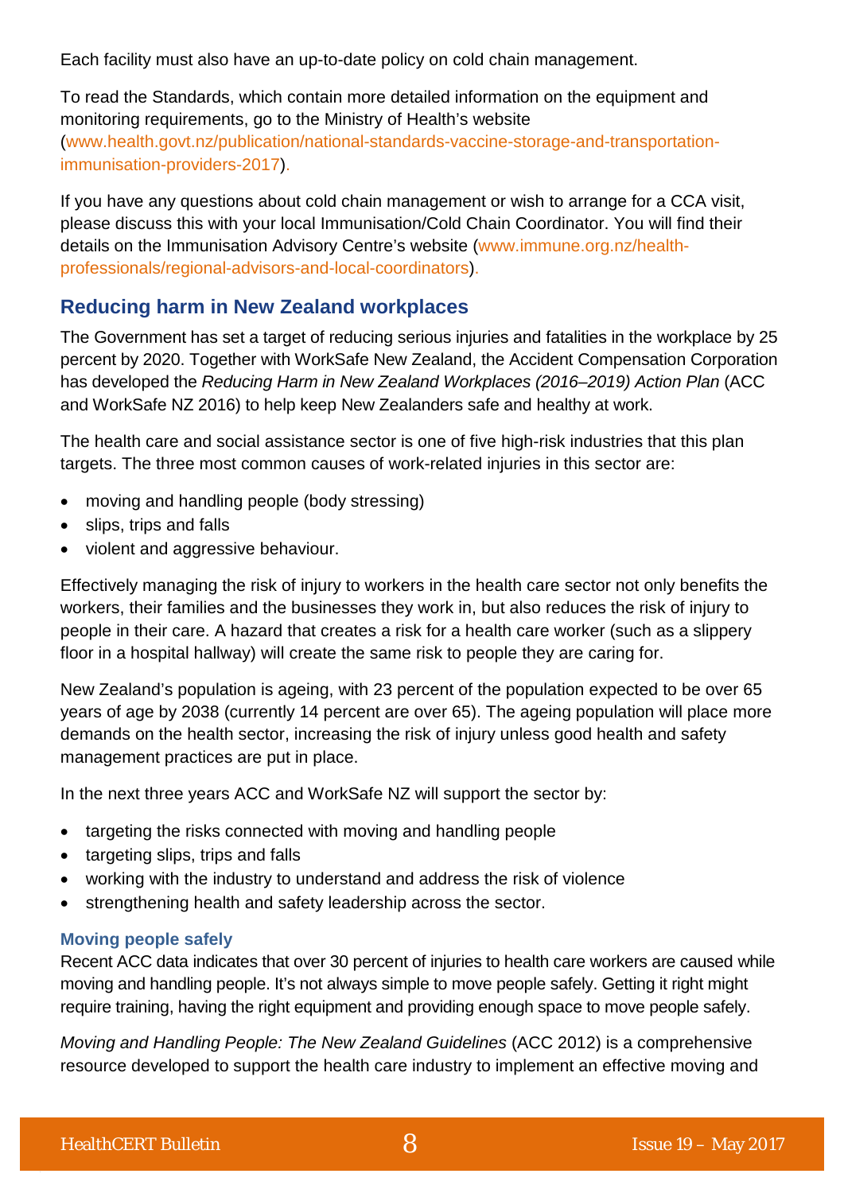Each facility must also have an up-to-date policy on cold chain management.

To read the Standards, which contain more detailed information on the equipment and monitoring requirements, go to the Ministry of Health's website (www.health.govt.nz/publication/national-standards-vaccine-storage-and-transportation-immunisation-providers-2017).

If you have any questions about cold chain management or wish to arrange for a CCA visit, please discuss this with your local Immunisation/Cold Chain Coordinator. You will find their details on the Immunisation Advisory Centre's website (www.immune.org.nz/health-professionals/regional-advisors-and-local-coordinators).

## Reducing harm in New Zealand workplaces

The Government has set a target of reducing serious injuries and fatalities in the workplace by 25 percent by 2020. Together with WorkSafe New Zealand, the Accident Compensation Corporation has developed the *Reducing Harm in New Zealand Workplaces (2016–2019) Action Plan* (ACC and WorkSafe NZ 2016) to help keep New Zealanders safe and healthy at work.

The health care and social assistance sector is one of five high-risk industries that this plan targets. The three most common causes of work-related injuries in this sector are:

- moving and handling people (body stressing)
- slips, trips and falls
- violent and aggressive behaviour.

Effectively managing the risk of injury to workers in the health care sector not only benefits the workers, their families and the businesses they work in, but also reduces the risk of injury to people in their care. A hazard that creates a risk for a health care worker (such as a slippery floor in a hospital hallway) will create the same risk to people they are caring for.

New Zealand's population is ageing, with 23 percent of the population expected to be over 65 years of age by 2038 (currently 14 percent are over 65). The ageing population will place more demands on the health sector, increasing the risk of injury unless good health and safety management practices are put in place.

In the next three years ACC and WorkSafe NZ will support the sector by:

- targeting the risks connected with moving and handling people
- targeting slips, trips and falls
- working with the industry to understand and address the risk of violence
- strengthening health and safety leadership across the sector.

### Moving people safely

Recent ACC data indicates that over 30 percent of injuries to health care workers are caused while moving and handling people. It's not always simple to move people safely. Getting it right might require training, having the right equipment and providing enough space to move people safely.

*Moving and Handling People: The New Zealand Guidelines* (ACC 2012) is a comprehensive resource developed to support the health care industry to implement an effective moving and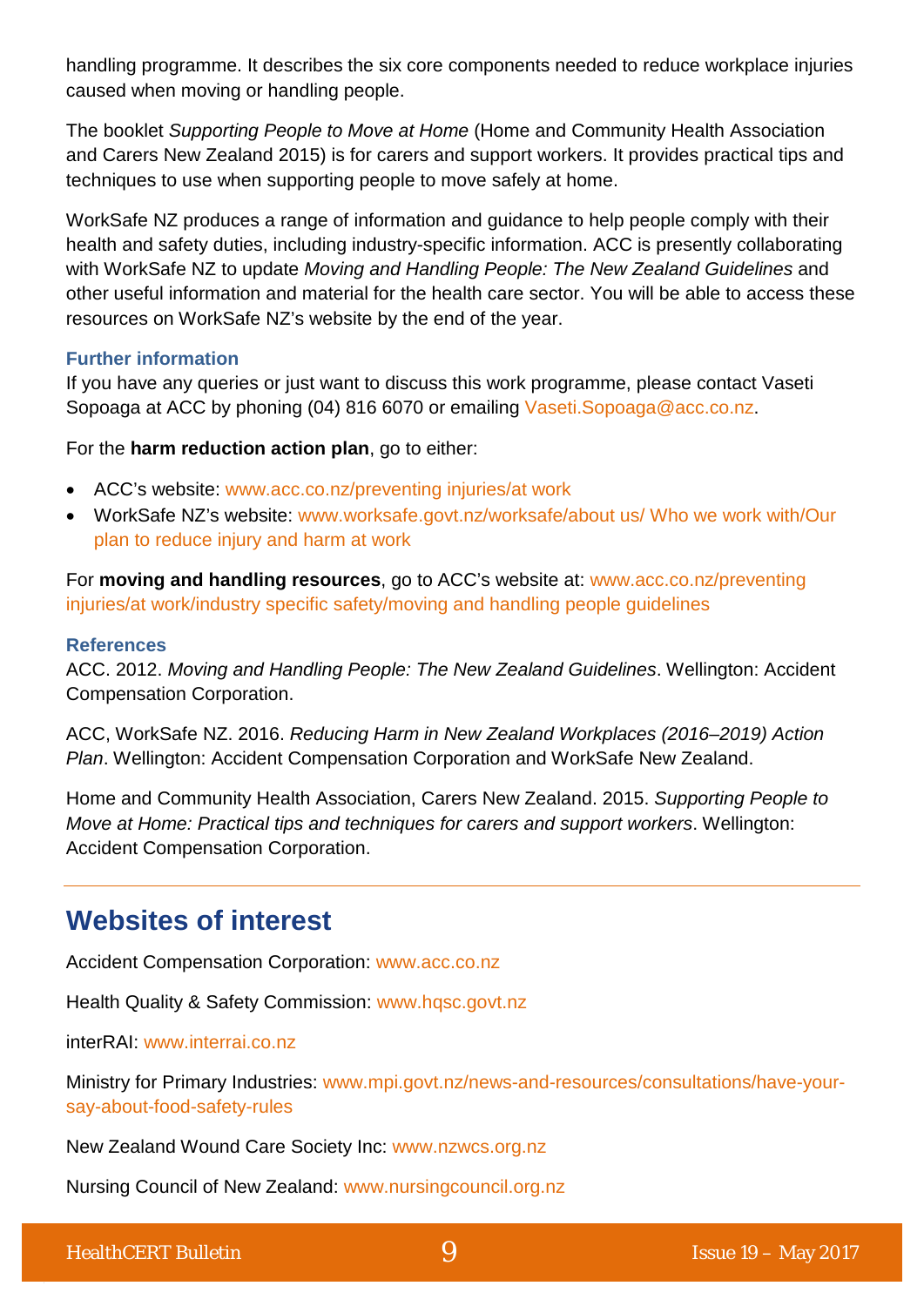handling programme. It describes the six core components needed to reduce workplace injuries caused when moving or handling people.

The booklet *Supporting People to Move at Home* (Home and Community Health Association and Carers New Zealand 2015) is for carers and support workers. It provides practical tips and techniques to use when supporting people to move safely at home.

WorkSafe NZ produces a range of information and guidance to help people comply with their health and safety duties, including industry-specific information. ACC is presently collaborating with WorkSafe NZ to update *Moving and Handling People: The New Zealand Guidelines* and other useful information and material for the health care sector. You will be able to access these resources on WorkSafe NZ's website by the end of the year.

### Further information

If you have any queries or just want to discuss this work programme, please contact Vaseti Sopoaga at ACC by phoning (04) 816 6070 or emailing Vaseti.Sopoaga@acc.co.nz.

For the **harm reduction action plan**, go to either:

- ACC's website: www.acc.co.nz/preventing injuries/at work
- WorkSafe NZ's website: www.worksafe.govt.nz/worksafe/about us/ Who we work with/Our plan to reduce injury and harm at work

For **moving and handling resources**, go to ACC's website at: www.acc.co.nz/preventing injuries/at work/industry specific safety/moving and handling people guidelines

### References

ACC. 2012. *Moving and Handling People: The New Zealand Guidelines*. Wellington: Accident Compensation Corporation.

ACC, WorkSafe NZ. 2016. *Reducing Harm in New Zealand Workplaces (2016–2019) Action Plan*. Wellington: Accident Compensation Corporation and WorkSafe New Zealand.

Home and Community Health Association, Carers New Zealand. 2015. *Supporting People to Move at Home: Practical tips and techniques for carers and support workers*. Wellington: Accident Compensation Corporation.

## Websites of interest

Accident Compensation Corporation: www.acc.co.nz

Health Quality & Safety Commission: www.hqsc.govt.nz

interRAI: www.interrai.co.nz

Ministry for Primary Industries: www.mpi.govt.nz/news-and-resources/consultations/have-your-say-about-food-safety-rules

New Zealand Wound Care Society Inc: www.nzwcs.org.nz

Nursing Council of New Zealand: www.nursingcouncil.org.nz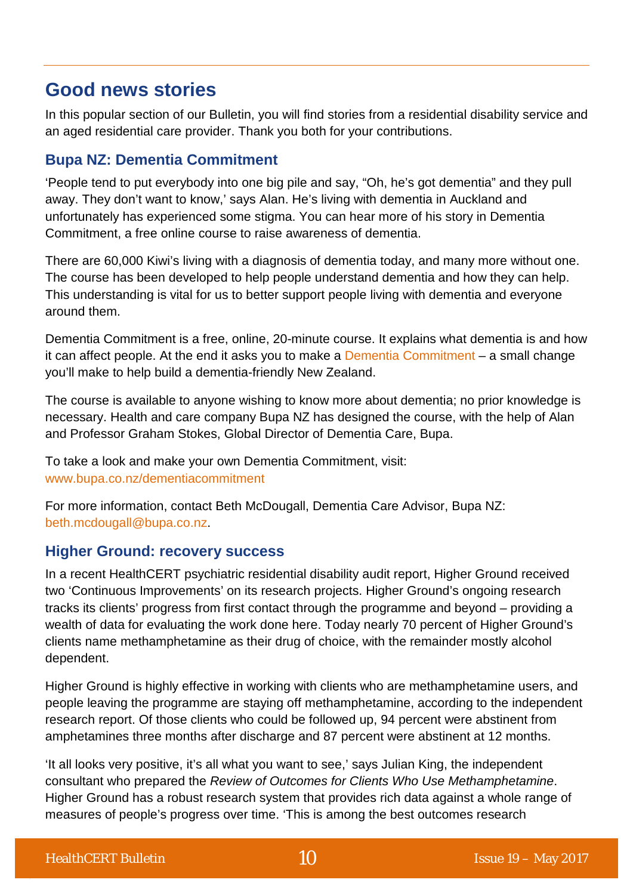## Good news stories

In this popular section of our Bulletin, you will find stories from a residential disability service and an aged residential care provider. Thank you both for your contributions.

### Bupa NZ: Dementia Commitment

'People tend to put everybody into one big pile and say, "Oh, he's got dementia" and they pull away. They don't want to know,' says Alan. He's living with dementia in Auckland and unfortunately has experienced some stigma. You can hear more of his story in Dementia Commitment, a free online course to raise awareness of dementia.

There are 60,000 Kiwi's living with a diagnosis of dementia today, and many more without one. The course has been developed to help people understand dementia and how they can help. This understanding is vital for us to better support people living with dementia and everyone around them.

Dementia Commitment is a free, online, 20-minute course. It explains what dementia is and how it can affect people. At the end it asks you to make a Dementia Commitment – a small change you'll make to help build a dementia-friendly New Zealand.

The course is available to anyone wishing to know more about dementia; no prior knowledge is necessary. Health and care company Bupa NZ has designed the course, with the help of Alan and Professor Graham Stokes, Global Director of Dementia Care, Bupa.

To take a look and make your own Dementia Commitment, visit: www.bupa.co.nz/dementiacommitment

For more information, contact Beth McDougall, Dementia Care Advisor, Bupa NZ: beth.mcdougall@bupa.co.nz.

### Higher Ground: recovery success

In a recent HealthCERT psychiatric residential disability audit report, Higher Ground received two 'Continuous Improvements' on its research projects. Higher Ground's ongoing research tracks its clients' progress from first contact through the programme and beyond – providing a wealth of data for evaluating the work done here. Today nearly 70 percent of Higher Ground's clients name methamphetamine as their drug of choice, with the remainder mostly alcohol dependent.

Higher Ground is highly effective in working with clients who are methamphetamine users, and people leaving the programme are staying off methamphetamine, according to the independent research report. Of those clients who could be followed up, 94 percent were abstinent from amphetamines three months after discharge and 87 percent were abstinent at 12 months.

'It all looks very positive, it's all what you want to see,' says Julian King, the independent consultant who prepared the *Review of Outcomes for Clients Who Use Methamphetamine*. Higher Ground has a robust research system that provides rich data against a whole range of measures of people's progress over time. 'This is among the best outcomes research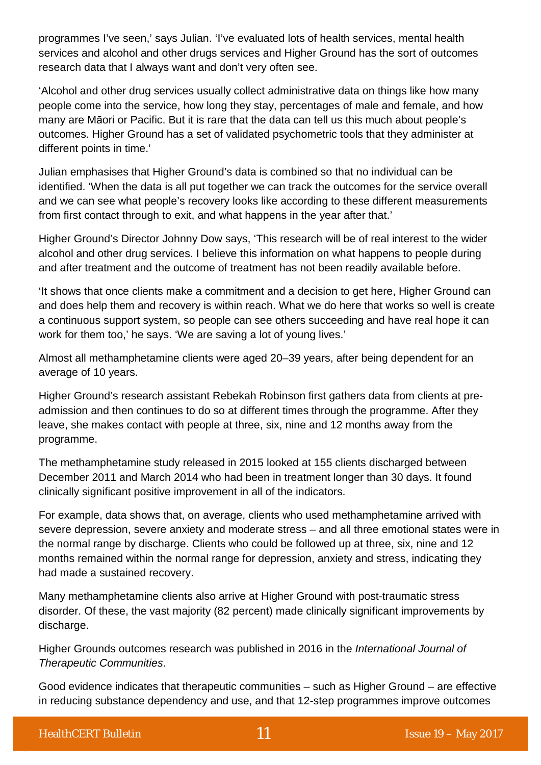programmes I've seen,' says Julian. 'I've evaluated lots of health services, mental health services and alcohol and other drugs services and Higher Ground has the sort of outcomes research data that I always want and don't very often see.

'Alcohol and other drug services usually collect administrative data on things like how many people come into the service, how long they stay, percentages of male and female, and how many are Māori or Pacific. But it is rare that the data can tell us this much about people's outcomes. Higher Ground has a set of validated psychometric tools that they administer at different points in time.'

Julian emphasises that Higher Ground's data is combined so that no individual can be identified. 'When the data is all put together we can track the outcomes for the service overall and we can see what people's recovery looks like according to these different measurements from first contact through to exit, and what happens in the year after that.'

Higher Ground's Director Johnny Dow says, 'This research will be of real interest to the wider alcohol and other drug services. I believe this information on what happens to people during and after treatment and the outcome of treatment has not been readily available before.

'It shows that once clients make a commitment and a decision to get here, Higher Ground can and does help them and recovery is within reach. What we do here that works so well is create a continuous support system, so people can see others succeeding and have real hope it can work for them too,' he says. 'We are saving a lot of young lives.'

Almost all methamphetamine clients were aged 20–39 years, after being dependent for an average of 10 years.

Higher Ground's research assistant Rebekah Robinson first gathers data from clients at pre-admission and then continues to do so at different times through the programme. After they leave, she makes contact with people at three, six, nine and 12 months away from the programme.

The methamphetamine study released in 2015 looked at 155 clients discharged between December 2011 and March 2014 who had been in treatment longer than 30 days. It found clinically significant positive improvement in all of the indicators.

For example, data shows that, on average, clients who used methamphetamine arrived with severe depression, severe anxiety and moderate stress – and all three emotional states were in the normal range by discharge. Clients who could be followed up at three, six, nine and 12 months remained within the normal range for depression, anxiety and stress, indicating they had made a sustained recovery.

Many methamphetamine clients also arrive at Higher Ground with post-traumatic stress disorder. Of these, the vast majority (82 percent) made clinically significant improvements by discharge.

Higher Grounds outcomes research was published in 2016 in the *International Journal of Therapeutic Communities*.

Good evidence indicates that therapeutic communities – such as Higher Ground – are effective in reducing substance dependency and use, and that 12-step programmes improve outcomes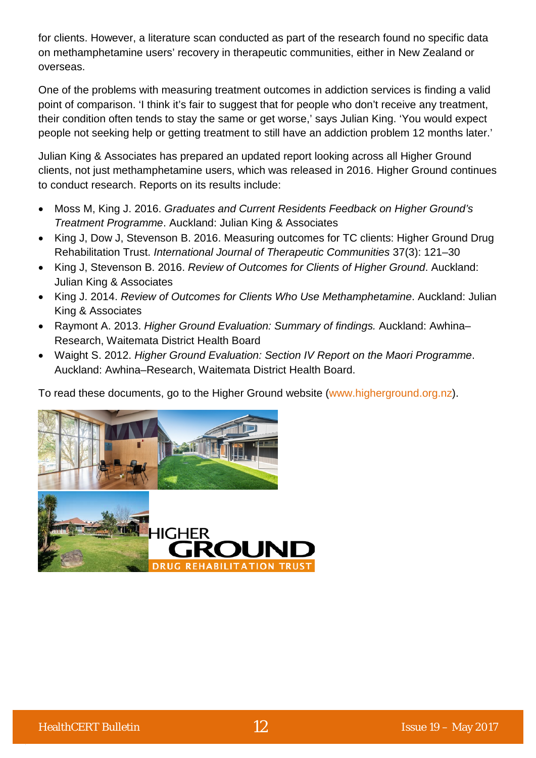for clients. However, a literature scan conducted as part of the research found no specific data on methamphetamine users' recovery in therapeutic communities, either in New Zealand or overseas.

One of the problems with measuring treatment outcomes in addiction services is finding a valid point of comparison. 'I think it's fair to suggest that for people who don't receive any treatment, their condition often tends to stay the same or get worse,' says Julian King. 'You would expect people not seeking help or getting treatment to still have an addiction problem 12 months later.'

Julian King & Associates has prepared an updated report looking across all Higher Ground clients, not just methamphetamine users, which was released in 2016. Higher Ground continues to conduct research. Reports on its results include:

- Moss M, King J. 2016. *Graduates and Current Residents Feedback on Higher Ground's Treatment Programme*. Auckland: Julian King & Associates
- King J, Dow J, Stevenson B. 2016. Measuring outcomes for TC clients: Higher Ground Drug Rehabilitation Trust. *International Journal of Therapeutic Communities* 37(3): 121–30
- King J, Stevenson B. 2016. *Review of Outcomes for Clients of Higher Ground*. Auckland: Julian King & Associates
- King J. 2014. *Review of Outcomes for Clients Who Use Methamphetamine*. Auckland: Julian King & Associates
- Raymont A. 2013. *Higher Ground Evaluation: Summary of findings.* Auckland: Awhina–Research, Waitemata District Health Board
- Waight S. 2012. *Higher Ground Evaluation: Section IV Report on the Maori Programme*. Auckland: Awhina–Research, Waitemata District Health Board.

To read these documents, go to the Higher Ground website (www.higherground.org.nz).

HIGHER GROUND
DRUG REHABILITATION TRUST